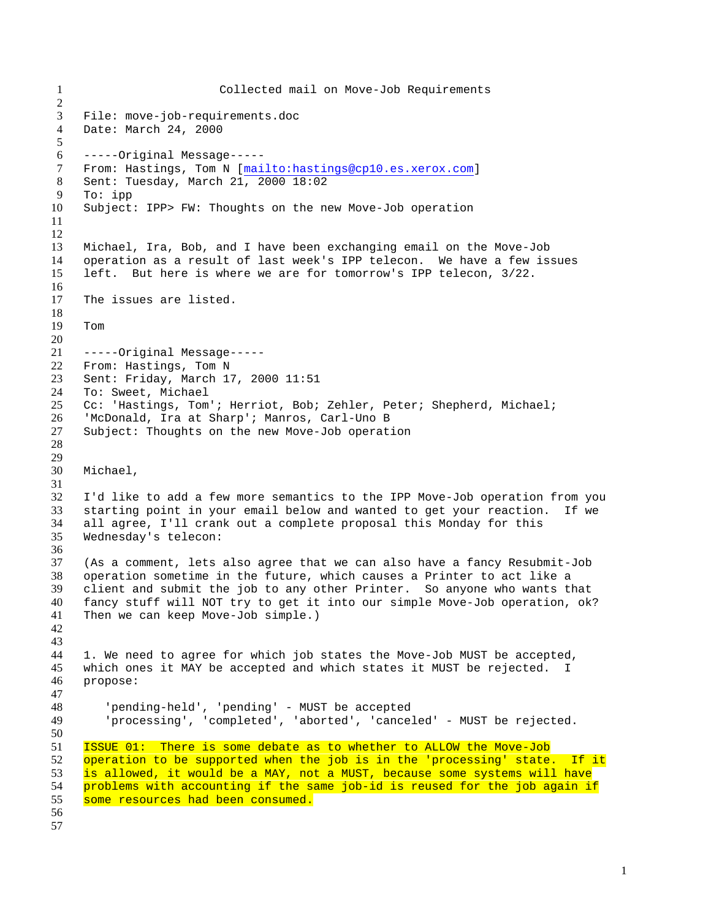# Collected mail on Move-Job Requirements

File: move-job-requirements.doc
Date: March 24, 2000

-----Original Message-----
From: Hastings, Tom N [mailto:hastings@cp10.es.xerox.com]
Sent: Tuesday, March 21, 2000 18:02
To: ipp
Subject: IPP> FW: Thoughts on the new Move-Job operation

Michael, Ira, Bob, and I have been exchanging email on the Move-Job operation as a result of last week's IPP telecon. We have a few issues left. But here is where we are for tomorrow's IPP telecon, 3/22.

The issues are listed.

Tom

-----Original Message-----
From: Hastings, Tom N
Sent: Friday, March 17, 2000 11:51
To: Sweet, Michael
Cc: 'Hastings, Tom'; Herriot, Bob; Zehler, Peter; Shepherd, Michael; 'McDonald, Ira at Sharp'; Manros, Carl-Uno B
Subject: Thoughts on the new Move-Job operation

Michael,

I'd like to add a few more semantics to the IPP Move-Job operation from you starting point in your email below and wanted to get your reaction. If we all agree, I'll crank out a complete proposal this Monday for this Wednesday's telecon:

(As a comment, lets also agree that we can also have a fancy Resubmit-Job operation sometime in the future, which causes a Printer to act like a client and submit the job to any other Printer. So anyone who wants that fancy stuff will NOT try to get it into our simple Move-Job operation, ok? Then we can keep Move-Job simple.)

1. We need to agree for which job states the Move-Job MUST be accepted, which ones it MAY be accepted and which states it MUST be rejected. I propose:

   'pending-held', 'pending' - MUST be accepted
   'processing', 'completed', 'aborted', 'canceled' - MUST be rejected.

ISSUE 01: There is some debate as to whether to ALLOW the Move-Job operation to be supported when the job is in the 'processing' state. If it is allowed, it would be a MAY, not a MUST, because some systems will have problems with accounting if the same job-id is reused for the job again if some resources had been consumed.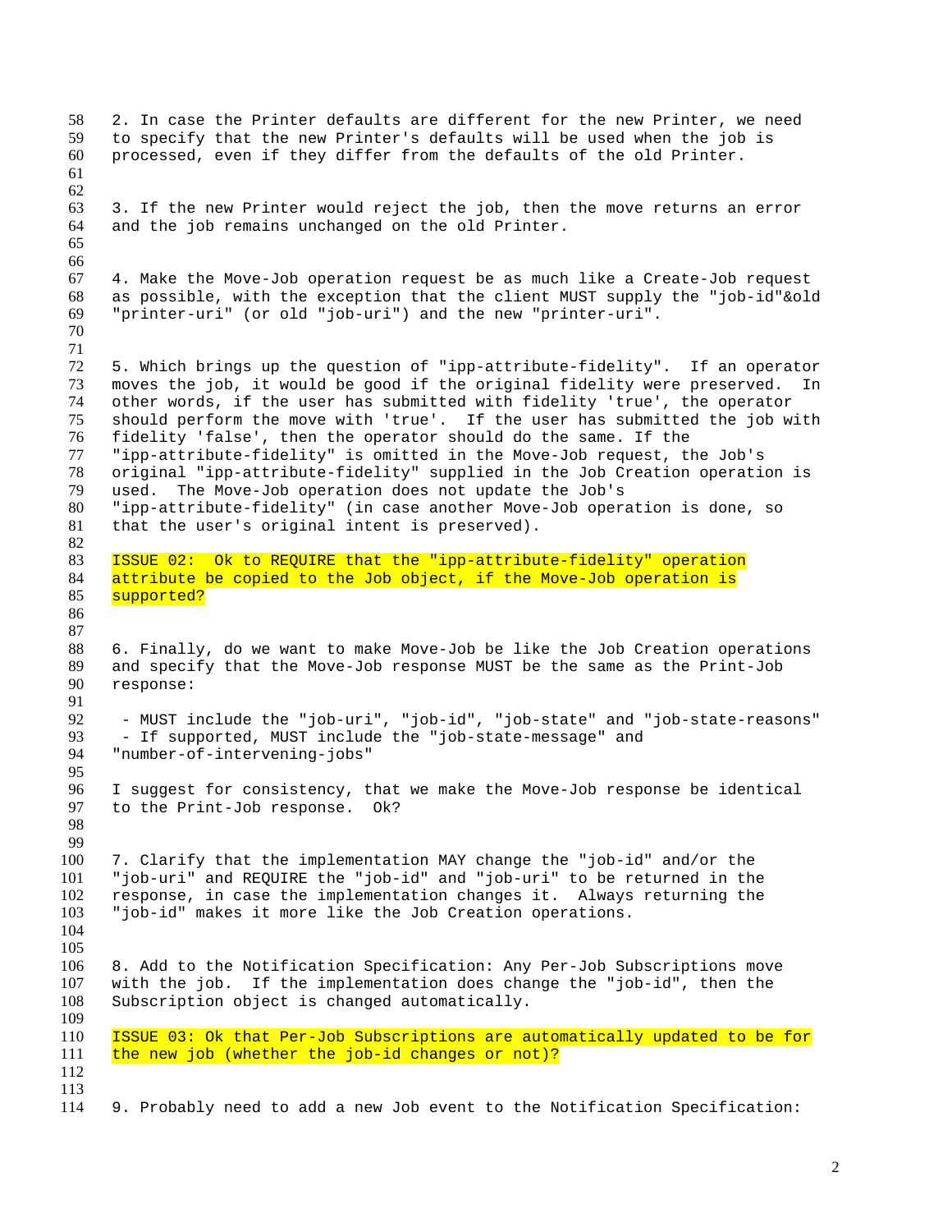2. In case the Printer defaults are different for the new Printer, we need to specify that the new Printer's defaults will be used when the job is processed, even if they differ from the defaults of the old Printer.

3. If the new Printer would reject the job, then the move returns an error and the job remains unchanged on the old Printer.

4. Make the Move-Job operation request be as much like a Create-Job request as possible, with the exception that the client MUST supply the "job-id"&old "printer-uri" (or old "job-uri") and the new "printer-uri".

5. Which brings up the question of "ipp-attribute-fidelity". If an operator moves the job, it would be good if the original fidelity were preserved. In other words, if the user has submitted with fidelity 'true', the operator should perform the move with 'true'. If the user has submitted the job with fidelity 'false', then the operator should do the same. If the "ipp-attribute-fidelity" is omitted in the Move-Job request, the Job's original "ipp-attribute-fidelity" supplied in the Job Creation operation is used. The Move-Job operation does not update the Job's "ipp-attribute-fidelity" (in case another Move-Job operation is done, so that the user's original intent is preserved).

ISSUE 02: Ok to REQUIRE that the "ipp-attribute-fidelity" operation attribute be copied to the Job object, if the Move-Job operation is supported?

6. Finally, do we want to make Move-Job be like the Job Creation operations and specify that the Move-Job response MUST be the same as the Print-Job response:

- MUST include the "job-uri", "job-id", "job-state" and "job-state-reasons"
- If supported, MUST include the "job-state-message" and "number-of-intervening-jobs"

I suggest for consistency, that we make the Move-Job response be identical to the Print-Job response. Ok?

7. Clarify that the implementation MAY change the "job-id" and/or the "job-uri" and REQUIRE the "job-id" and "job-uri" to be returned in the response, in case the implementation changes it. Always returning the "job-id" makes it more like the Job Creation operations.

8. Add to the Notification Specification: Any Per-Job Subscriptions move with the job. If the implementation does change the "job-id", then the Subscription object is changed automatically.

ISSUE 03: Ok that Per-Job Subscriptions are automatically updated to be for the new job (whether the job-id changes or not)?

9. Probably need to add a new Job event to the Notification Specification: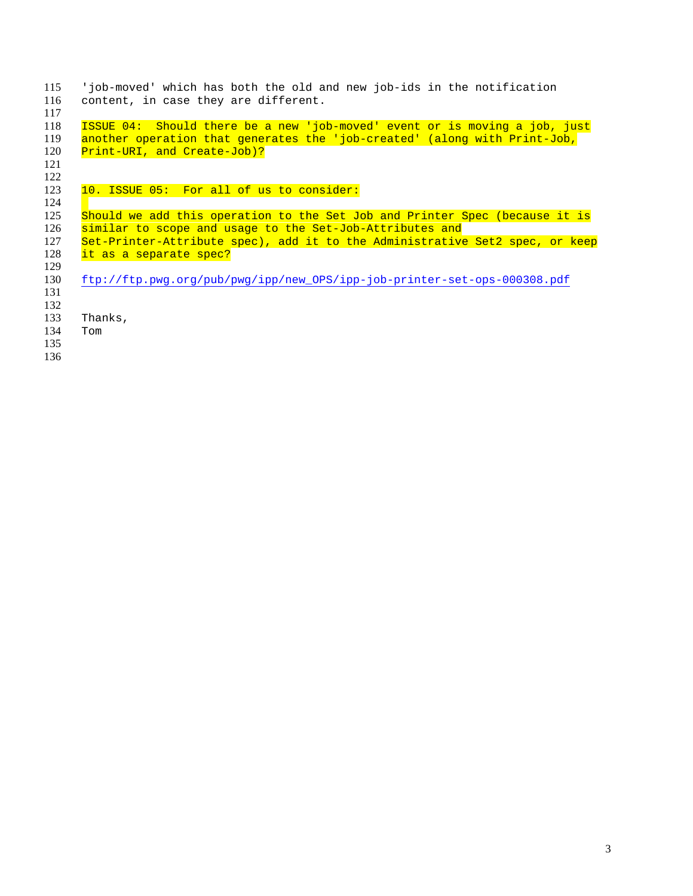'job-moved' which has both the old and new job-ids in the notification content, in case they are different.

ISSUE 04: Should there be a new 'job-moved' event or is moving a job, just another operation that generates the 'job-created' (along with Print-Job, Print-URI, and Create-Job)?

10. ISSUE 05: For all of us to consider:

Should we add this operation to the Set Job and Printer Spec (because it is similar to scope and usage to the Set-Job-Attributes and Set-Printer-Attribute spec), add it to the Administrative Set2 spec, or keep it as a separate spec?

ftp://ftp.pwg.org/pub/pwg/ipp/new_OPS/ipp-job-printer-set-ops-000308.pdf

Thanks,
Tom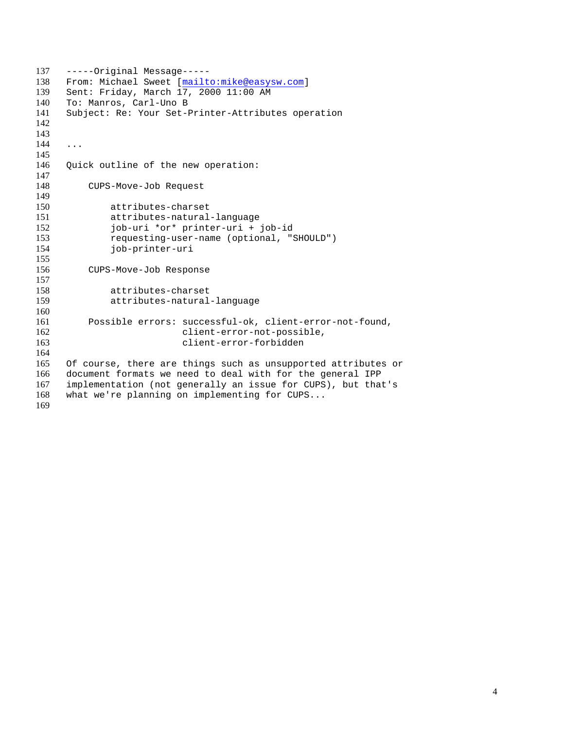-----Original Message-----
From: Michael Sweet [mailto:mike@easysw.com]
Sent: Friday, March 17, 2000 11:00 AM
To: Manros, Carl-Uno B
Subject: Re: Your Set-Printer-Attributes operation

...

Quick outline of the new operation:

```
    CUPS-Move-Job Request

        attributes-charset
        attributes-natural-language
        job-uri *or* printer-uri + job-id
        requesting-user-name (optional, "SHOULD")
        job-printer-uri

    CUPS-Move-Job Response

        attributes-charset
        attributes-natural-language

    Possible errors: successful-ok, client-error-not-found,
                     client-error-not-possible,
                     client-error-forbidden
```

Of course, there are things such as unsupported attributes or document formats we need to deal with for the general IPP implementation (not generally an issue for CUPS), but that's what we're planning on implementing for CUPS...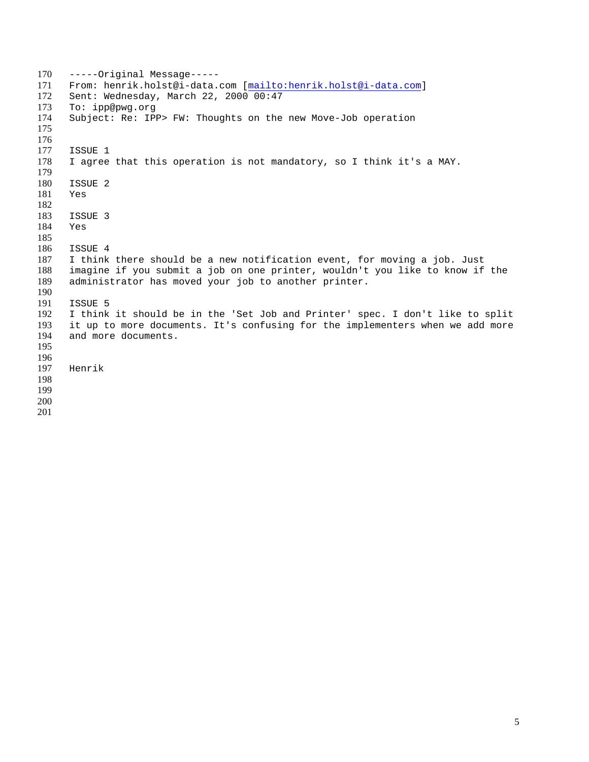-----Original Message-----
From: henrik.holst@i-data.com [mailto:henrik.holst@i-data.com]
Sent: Wednesday, March 22, 2000 00:47
To: ipp@pwg.org
Subject: Re: IPP> FW: Thoughts on the new Move-Job operation

ISSUE 1
I agree that this operation is not mandatory, so I think it's a MAY.

ISSUE 2
Yes

ISSUE 3
Yes

ISSUE 4
I think there should be a new notification event, for moving a job. Just imagine if you submit a job on one printer, wouldn't you like to know if the administrator has moved your job to another printer.

ISSUE 5
I think it should be in the 'Set Job and Printer' spec. I don't like to split it up to more documents. It's confusing for the implementers when we add more and more documents.

Henrik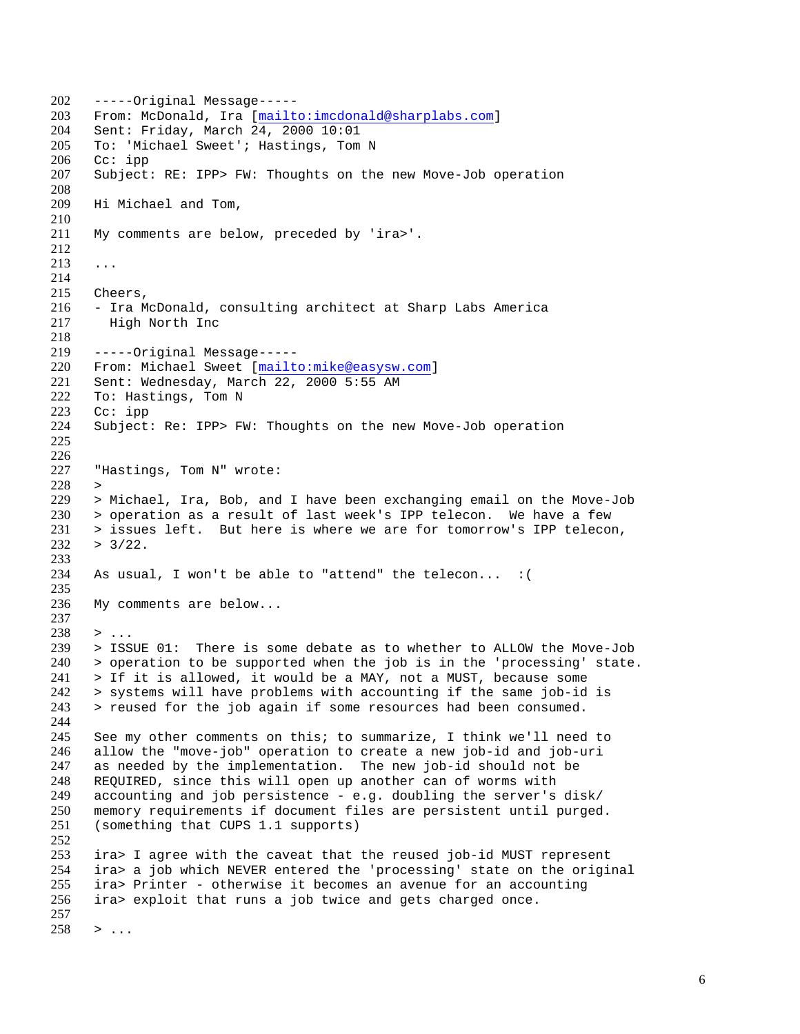```
-----Original Message-----
From: McDonald, Ira [mailto:imcdonald@sharplabs.com]
Sent: Friday, March 24, 2000 10:01
To: 'Michael Sweet'; Hastings, Tom N
Cc: ipp
Subject: RE: IPP> FW: Thoughts on the new Move-Job operation

Hi Michael and Tom,

My comments are below, preceded by 'ira>'.

...

Cheers,
- Ira McDonald, consulting architect at Sharp Labs America
  High North Inc

-----Original Message-----
From: Michael Sweet [mailto:mike@easysw.com]
Sent: Wednesday, March 22, 2000 5:55 AM
To: Hastings, Tom N
Cc: ipp
Subject: Re: IPP> FW: Thoughts on the new Move-Job operation


"Hastings, Tom N" wrote:
>
> Michael, Ira, Bob, and I have been exchanging email on the Move-Job
> operation as a result of last week's IPP telecon.  We have a few
> issues left.  But here is where we are for tomorrow's IPP telecon,
> 3/22.

As usual, I won't be able to "attend" the telecon...  :(

My comments are below...

> ...
> ISSUE 01:  There is some debate as to whether to ALLOW the Move-Job
> operation to be supported when the job is in the 'processing' state.
> If it is allowed, it would be a MAY, not a MUST, because some
> systems will have problems with accounting if the same job-id is
> reused for the job again if some resources had been consumed.

See my other comments on this; to summarize, I think we'll need to
allow the "move-job" operation to create a new job-id and job-uri
as needed by the implementation.  The new job-id should not be
REQUIRED, since this will open up another can of worms with
accounting and job persistence - e.g. doubling the server's disk/
memory requirements if document files are persistent until purged.
(something that CUPS 1.1 supports)

ira> I agree with the caveat that the reused job-id MUST represent
ira> a job which NEVER entered the 'processing' state on the original
ira> Printer - otherwise it becomes an avenue for an accounting
ira> exploit that runs a job twice and gets charged once.

> ...
```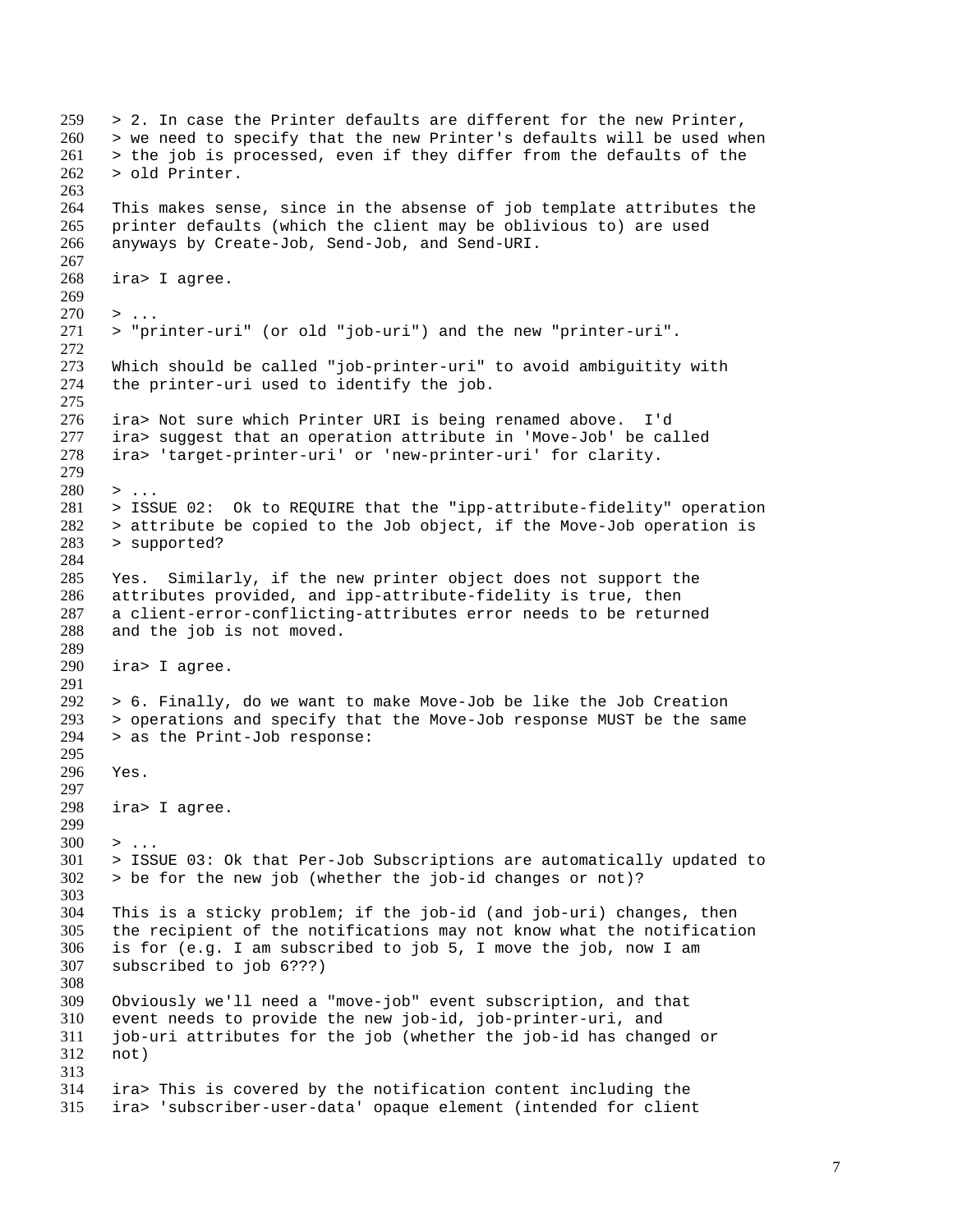```
259   > 2. In case the Printer defaults are different for the new Printer,
260   > we need to specify that the new Printer's defaults will be used when
261   > the job is processed, even if they differ from the defaults of the
262   > old Printer.
263
264   This makes sense, since in the absense of job template attributes the
265   printer defaults (which the client may be oblivious to) are used
266   anyways by Create-Job, Send-Job, and Send-URI.
267
268   ira> I agree.
269
270   > ...
271   > "printer-uri" (or old "job-uri") and the new "printer-uri".
272
273   Which should be called "job-printer-uri" to avoid ambiguitity with
274   the printer-uri used to identify the job.
275
276   ira> Not sure which Printer URI is being renamed above.  I'd
277   ira> suggest that an operation attribute in 'Move-Job' be called
278   ira> 'target-printer-uri' or 'new-printer-uri' for clarity.
279
280   > ...
281   > ISSUE 02:  Ok to REQUIRE that the "ipp-attribute-fidelity" operation
282   > attribute be copied to the Job object, if the Move-Job operation is
283   > supported?
284
285   Yes.  Similarly, if the new printer object does not support the
286   attributes provided, and ipp-attribute-fidelity is true, then
287   a client-error-conflicting-attributes error needs to be returned
288   and the job is not moved.
289
290   ira> I agree.
291
292   > 6. Finally, do we want to make Move-Job be like the Job Creation
293   > operations and specify that the Move-Job response MUST be the same
294   > as the Print-Job response:
295
296   Yes.
297
298   ira> I agree.
299
300   > ...
301   > ISSUE 03: Ok that Per-Job Subscriptions are automatically updated to
302   > be for the new job (whether the job-id changes or not)?
303
304   This is a sticky problem; if the job-id (and job-uri) changes, then
305   the recipient of the notifications may not know what the notification
306   is for (e.g. I am subscribed to job 5, I move the job, now I am
307   subscribed to job 6???)
308
309   Obviously we'll need a "move-job" event subscription, and that
310   event needs to provide the new job-id, job-printer-uri, and
311   job-uri attributes for the job (whether the job-id has changed or
312   not)
313
314   ira> This is covered by the notification content including the
315   ira> 'subscriber-user-data' opaque element (intended for client
```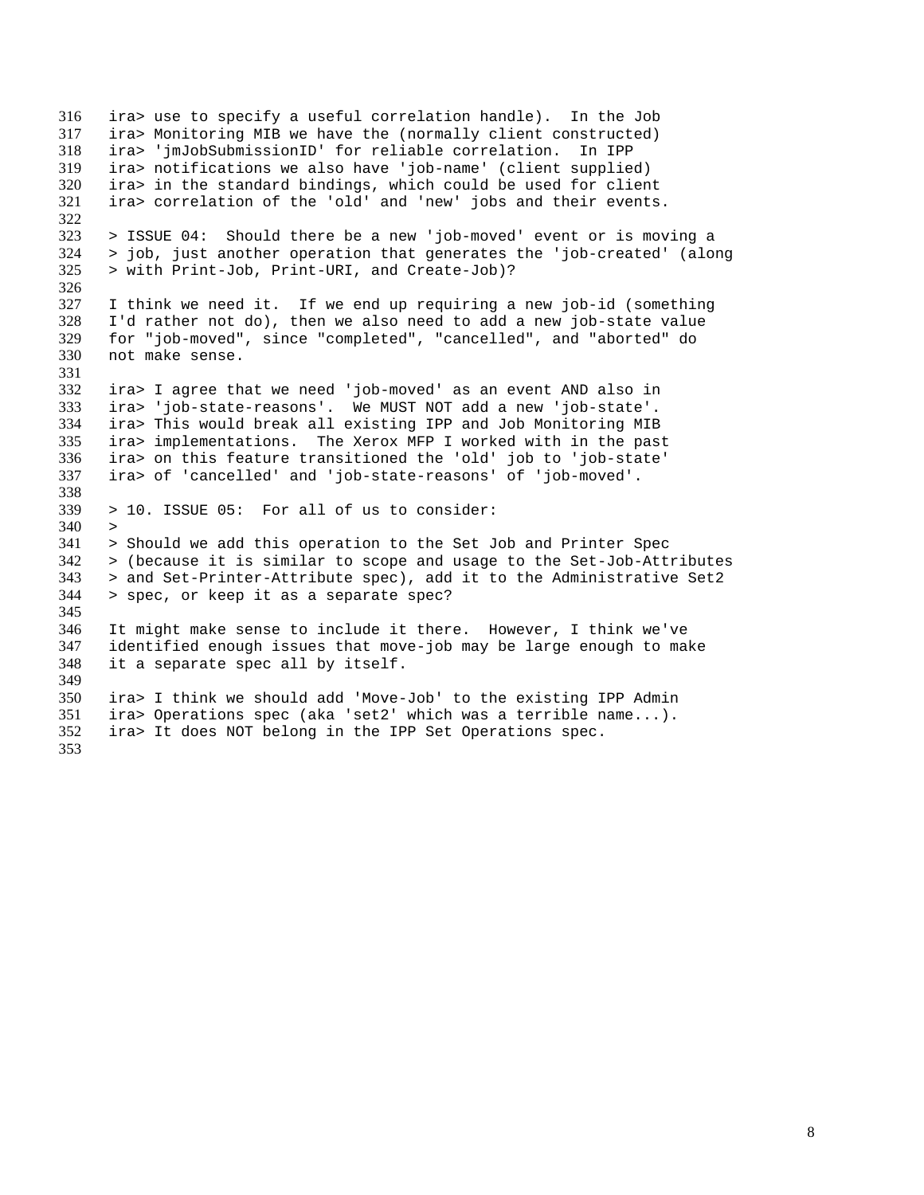```
316   ira> use to specify a useful correlation handle).  In the Job
317   ira> Monitoring MIB we have the (normally client constructed)
318   ira> 'jmJobSubmissionID' for reliable correlation.  In IPP
319   ira> notifications we also have 'job-name' (client supplied)
320   ira> in the standard bindings, which could be used for client
321   ira> correlation of the 'old' and 'new' jobs and their events.
322
323   > ISSUE 04:  Should there be a new 'job-moved' event or is moving a
324   > job, just another operation that generates the 'job-created' (along
325   > with Print-Job, Print-URI, and Create-Job)?
326
327   I think we need it.  If we end up requiring a new job-id (something
328   I'd rather not do), then we also need to add a new job-state value
329   for "job-moved", since "completed", "cancelled", and "aborted" do
330   not make sense.
331
332   ira> I agree that we need 'job-moved' as an event AND also in
333   ira> 'job-state-reasons'.  We MUST NOT add a new 'job-state'.
334   ira> This would break all existing IPP and Job Monitoring MIB
335   ira> implementations.  The Xerox MFP I worked with in the past
336   ira> on this feature transitioned the 'old' job to 'job-state'
337   ira> of 'cancelled' and 'job-state-reasons' of 'job-moved'.
338
339   > 10. ISSUE 05:  For all of us to consider:
340   >
341   > Should we add this operation to the Set Job and Printer Spec
342   > (because it is similar to scope and usage to the Set-Job-Attributes
343   > and Set-Printer-Attribute spec), add it to the Administrative Set2
344   > spec, or keep it as a separate spec?
345
346   It might make sense to include it there.  However, I think we've
347   identified enough issues that move-job may be large enough to make
348   it a separate spec all by itself.
349
350   ira> I think we should add 'Move-Job' to the existing IPP Admin
351   ira> Operations spec (aka 'set2' which was a terrible name...).
352   ira> It does NOT belong in the IPP Set Operations spec.
353
```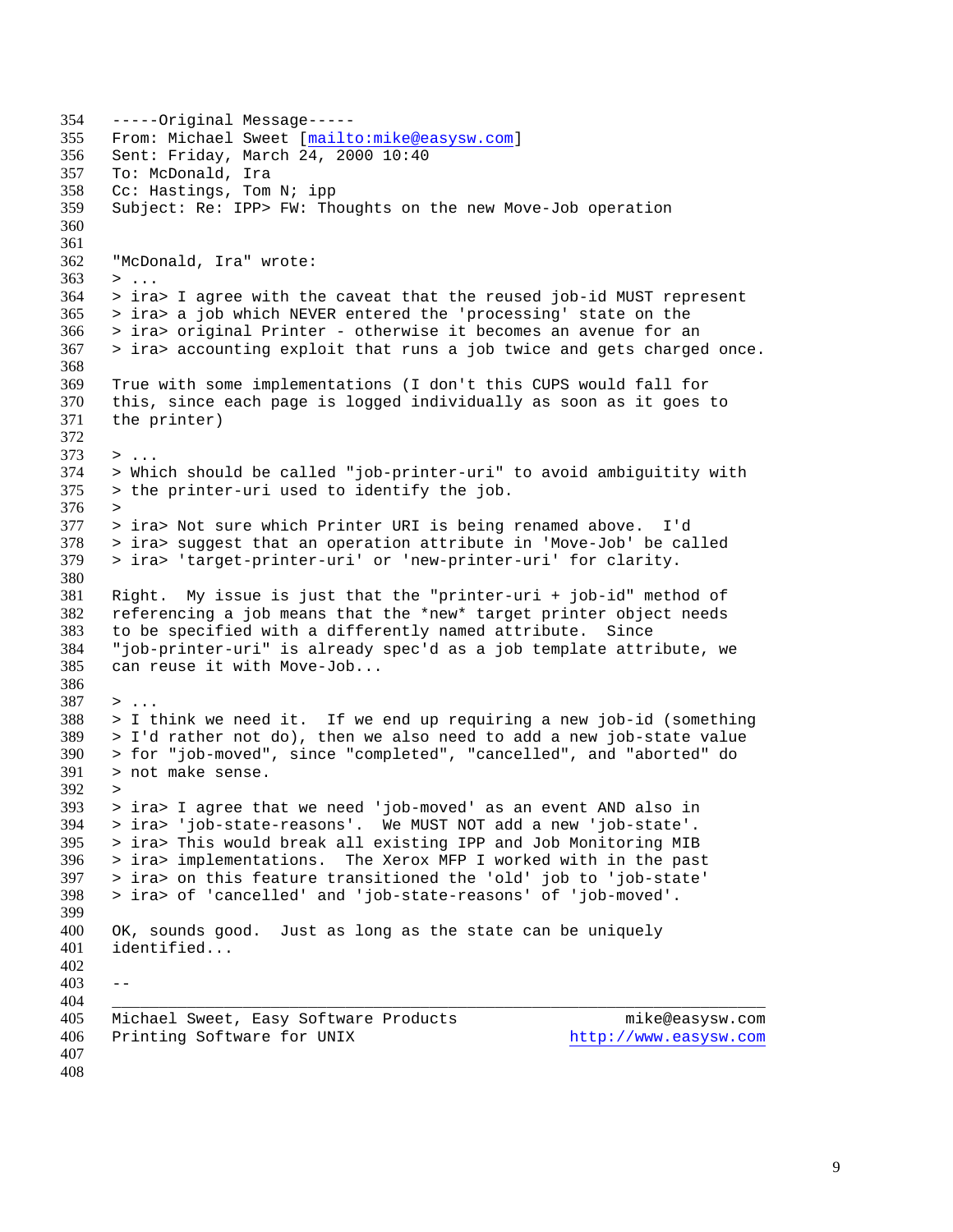```
-----Original Message-----
From: Michael Sweet [mailto:mike@easysw.com]
Sent: Friday, March 24, 2000 10:40
To: McDonald, Ira
Cc: Hastings, Tom N; ipp
Subject: Re: IPP> FW: Thoughts on the new Move-Job operation


"McDonald, Ira" wrote:
> ...
> ira> I agree with the caveat that the reused job-id MUST represent
> ira> a job which NEVER entered the 'processing' state on the
> ira> original Printer - otherwise it becomes an avenue for an
> ira> accounting exploit that runs a job twice and gets charged once.

True with some implementations (I don't this CUPS would fall for
this, since each page is logged individually as soon as it goes to
the printer)

> ...
> Which should be called "job-printer-uri" to avoid ambiguitity with
> the printer-uri used to identify the job.
>
> ira> Not sure which Printer URI is being renamed above.  I'd
> ira> suggest that an operation attribute in 'Move-Job' be called
> ira> 'target-printer-uri' or 'new-printer-uri' for clarity.

Right.  My issue is just that the "printer-uri + job-id" method of
referencing a job means that the *new* target printer object needs
to be specified with a differently named attribute.  Since
"job-printer-uri" is already spec'd as a job template attribute, we
can reuse it with Move-Job...

> ...
> I think we need it.  If we end up requiring a new job-id (something
> I'd rather not do), then we also need to add a new job-state value
> for "job-moved", since "completed", "cancelled", and "aborted" do
> not make sense.
>
> ira> I agree that we need 'job-moved' as an event AND also in
> ira> 'job-state-reasons'.  We MUST NOT add a new 'job-state'.
> ira> This would break all existing IPP and Job Monitoring MIB
> ira> implementations.  The Xerox MFP I worked with in the past
> ira> on this feature transitioned the 'old' job to 'job-state'
> ira> of 'cancelled' and 'job-state-reasons' of 'job-moved'.

OK, sounds good.  Just as long as the state can be uniquely
identified...

--
______________________________________________________________________
Michael Sweet, Easy Software Products                  mike@easysw.com
Printing Software for UNIX                       http://www.easysw.com
```